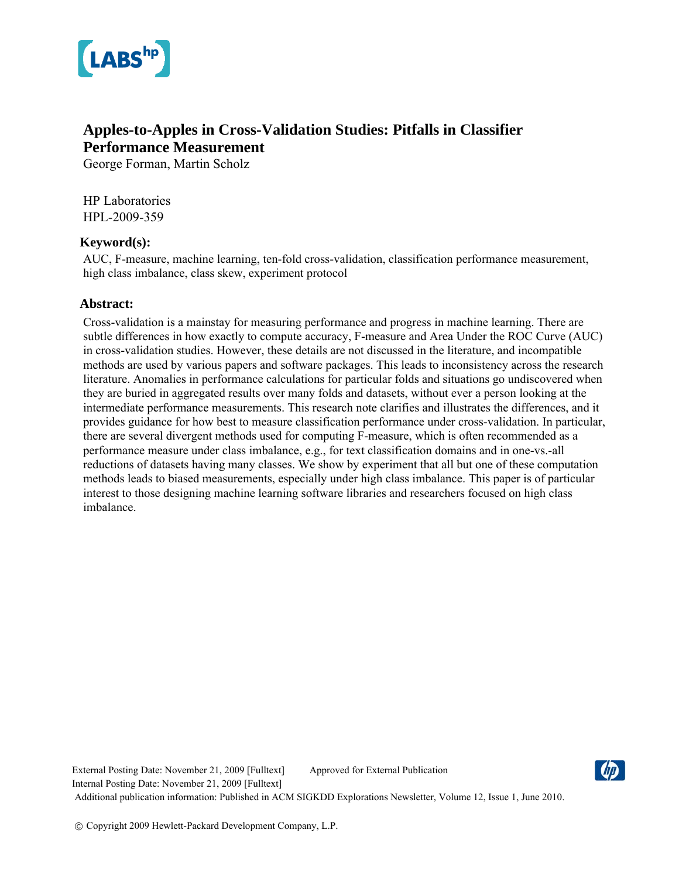# Apples-to-Apples in Cross-Validation Studies: Pitfalls in Classifier Performance Measurement

George Forman, Martin Scholz

HP Laboratories
HPL-2009-359

## Keyword(s):

AUC, F-measure, machine learning, ten-fold cross-validation, classification performance measurement, high class imbalance, class skew, experiment protocol

## Abstract:

Cross-validation is a mainstay for measuring performance and progress in machine learning. There are subtle differences in how exactly to compute accuracy, F-measure and Area Under the ROC Curve (AUC) in cross-validation studies. However, these details are not discussed in the literature, and incompatible methods are used by various papers and software packages. This leads to inconsistency across the research literature. Anomalies in performance calculations for particular folds and situations go undiscovered when they are buried in aggregated results over many folds and datasets, without ever a person looking at the intermediate performance measurements. This research note clarifies and illustrates the differences, and it provides guidance for how best to measure classification performance under cross-validation. In particular, there are several divergent methods used for computing F-measure, which is often recommended as a performance measure under class imbalance, e.g., for text classification domains and in one-vs.-all reductions of datasets having many classes. We show by experiment that all but one of these computation methods leads to biased measurements, especially under high class imbalance. This paper is of particular interest to those designing machine learning software libraries and researchers focused on high class imbalance.

External Posting Date: November 21, 2009 [Fulltext] Approved for External Publication
Internal Posting Date: November 21, 2009 [Fulltext]
Additional publication information: Published in ACM SIGKDD Explorations Newsletter, Volume 12, Issue 1, June 2010.

© Copyright 2009 Hewlett-Packard Development Company, L.P.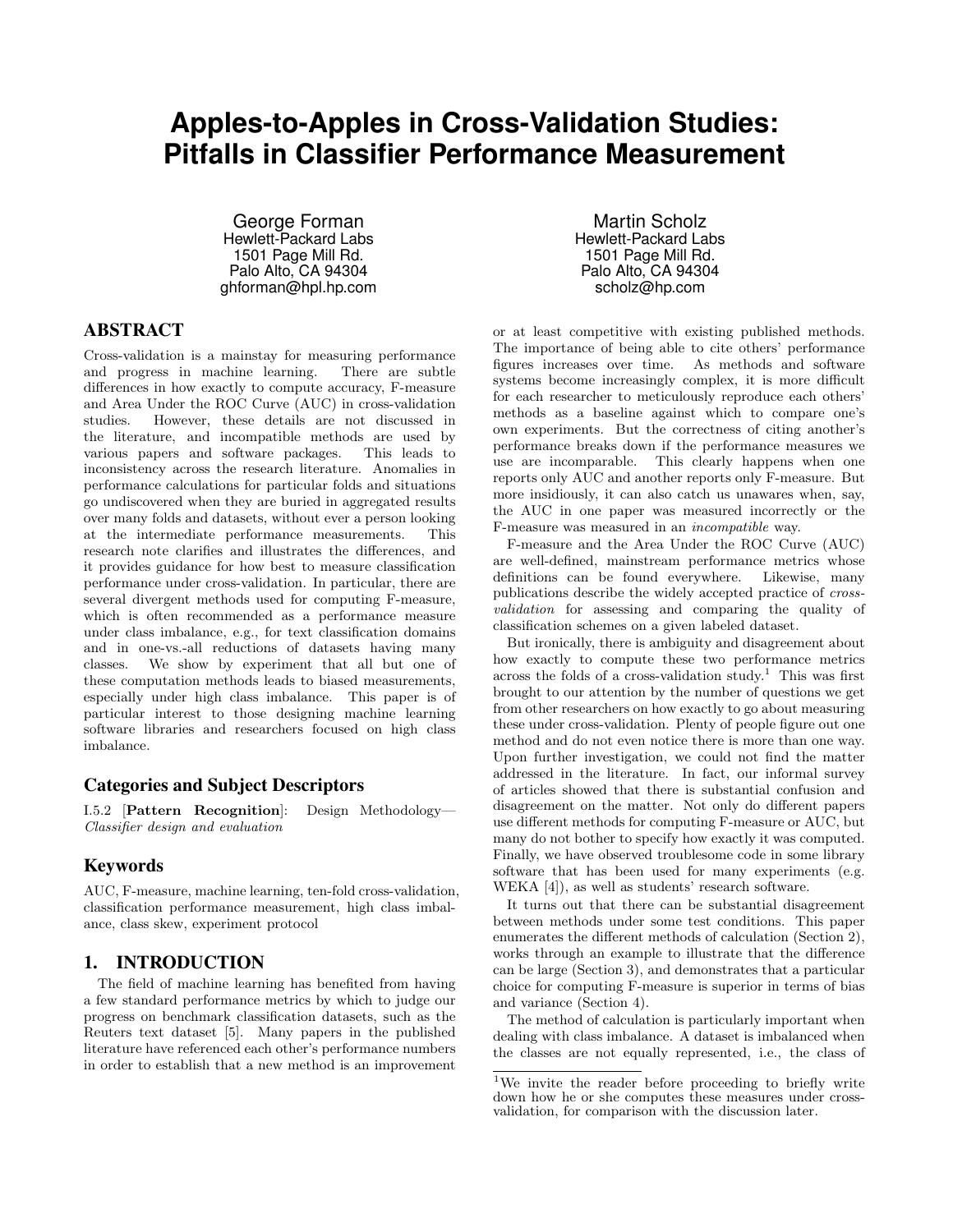# Apples-to-Apples in Cross-Validation Studies: Pitfalls in Classifier Performance Measurement

George Forman
Hewlett-Packard Labs
1501 Page Mill Rd.
Palo Alto, CA 94304
ghforman@hpl.hp.com

Martin Scholz
Hewlett-Packard Labs
1501 Page Mill Rd.
Palo Alto, CA 94304
scholz@hp.com

## ABSTRACT

Cross-validation is a mainstay for measuring performance and progress in machine learning. There are subtle differences in how exactly to compute accuracy, F-measure and Area Under the ROC Curve (AUC) in cross-validation studies. However, these details are not discussed in the literature, and incompatible methods are used by various papers and software packages. This leads to inconsistency across the research literature. Anomalies in performance calculations for particular folds and situations go undiscovered when they are buried in aggregated results over many folds and datasets, without ever a person looking at the intermediate performance measurements. This research note clarifies and illustrates the differences, and it provides guidance for how best to measure classification performance under cross-validation. In particular, there are several divergent methods used for computing F-measure, which is often recommended as a performance measure under class imbalance, e.g., for text classification domains and in one-vs.-all reductions of datasets having many classes. We show by experiment that all but one of these computation methods leads to biased measurements, especially under high class imbalance. This paper is of particular interest to those designing machine learning software libraries and researchers focused on high class imbalance.

### Categories and Subject Descriptors

I.5.2 [**Pattern Recognition**]: Design Methodology—*Classifier design and evaluation*

### Keywords

AUC, F-measure, machine learning, ten-fold cross-validation, classification performance measurement, high class imbalance, class skew, experiment protocol

## 1. INTRODUCTION

The field of machine learning has benefited from having a few standard performance metrics by which to judge our progress on benchmark classification datasets, such as the Reuters text dataset [5]. Many papers in the published literature have referenced each other's performance numbers in order to establish that a new method is an improvement or at least competitive with existing published methods. The importance of being able to cite others' performance figures increases over time. As methods and software systems become increasingly complex, it is more difficult for each researcher to meticulously reproduce each others' methods as a baseline against which to compare one's own experiments. But the correctness of citing another's performance breaks down if the performance measures we use are incomparable. This clearly happens when one reports only AUC and another reports only F-measure. But more insidiously, it can also catch us unawares when, say, the AUC in one paper was measured incorrectly or the F-measure was measured in an *incompatible* way.

F-measure and the Area Under the ROC Curve (AUC) are well-defined, mainstream performance metrics whose definitions can be found everywhere. Likewise, many publications describe the widely accepted practice of *cross-validation* for assessing and comparing the quality of classification schemes on a given labeled dataset.

But ironically, there is ambiguity and disagreement about how exactly to compute these two performance metrics across the folds of a cross-validation study.[1] This was first brought to our attention by the number of questions we get from other researchers on how exactly to go about measuring these under cross-validation. Plenty of people figure out one method and do not even notice there is more than one way. Upon further investigation, we could not find the matter addressed in the literature. In fact, our informal survey of articles showed that there is substantial confusion and disagreement on the matter. Not only do different papers use different methods for computing F-measure or AUC, but many do not bother to specify how exactly it was computed. Finally, we have observed troublesome code in some library software that has been used for many experiments (e.g. WEKA [4]), as well as students' research software.

It turns out that there can be substantial disagreement between methods under some test conditions. This paper enumerates the different methods of calculation (Section 2), works through an example to illustrate that the difference can be large (Section 3), and demonstrates that a particular choice for computing F-measure is superior in terms of bias and variance (Section 4).

The method of calculation is particularly important when dealing with class imbalance. A dataset is imbalanced when the classes are not equally represented, i.e., the class of

[1]We invite the reader before proceeding to briefly write down how he or she computes these measures under cross-validation, for comparison with the discussion later.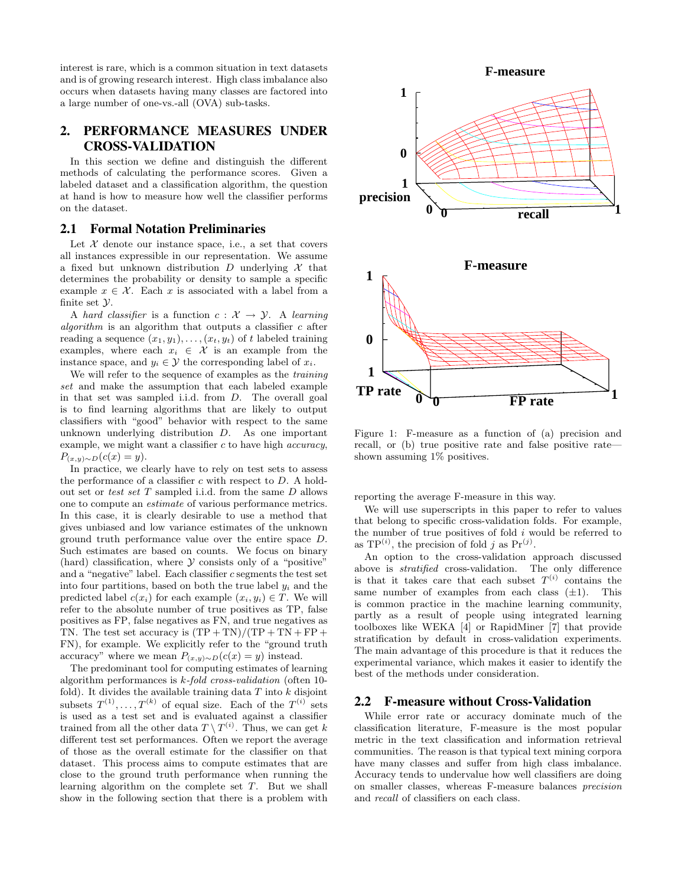interest is rare, which is a common situation in text datasets and is of growing research interest. High class imbalance also occurs when datasets having many classes are factored into a large number of one-vs.-all (OVA) sub-tasks.

## 2. PERFORMANCE MEASURES UNDER CROSS-VALIDATION

In this section we define and distinguish the different methods of calculating the performance scores. Given a labeled dataset and a classification algorithm, the question at hand is how to measure how well the classifier performs on the dataset.

### 2.1 Formal Notation Preliminaries

Let $\mathcal{X}$ denote our instance space, i.e., a set that covers all instances expressible in our representation. We assume a fixed but unknown distribution $D$ underlying $\mathcal{X}$ that determines the probability or density to sample a specific example $x \in \mathcal{X}$. Each $x$ is associated with a label from a finite set $\mathcal{Y}$.

A *hard classifier* is a function $c : \mathcal{X} \to \mathcal{Y}$. A *learning algorithm* is an algorithm that outputs a classifier $c$ after reading a sequence $(x_1, y_1), \ldots, (x_t, y_t)$ of $t$ labeled training examples, where each $x_i \in \mathcal{X}$ is an example from the instance space, and $y_i \in \mathcal{Y}$ the corresponding label of $x_i$.

We will refer to the sequence of examples as the *training set* and make the assumption that each labeled example in that set was sampled i.i.d. from $D$. The overall goal is to find learning algorithms that are likely to output classifiers with "good" behavior with respect to the same unknown underlying distribution $D$. As one important example, we might want a classifier $c$ to have high *accuracy*, $P_{(x,y)\sim D}(c(x) = y)$.

In practice, we clearly have to rely on test sets to assess the performance of a classifier $c$ with respect to $D$. A hold-out set or *test set* $T$ sampled i.i.d. from the same $D$ allows one to compute an *estimate* of various performance metrics. In this case, it is clearly desirable to use a method that gives unbiased and low variance estimates of the unknown ground truth performance value over the entire space $D$. Such estimates are based on counts. We focus on binary (hard) classification, where $\mathcal{Y}$ consists only of a "positive" and a "negative" label. Each classifier $c$ segments the test set into four partitions, based on both the true label $y_i$ and the predicted label $c(x_i)$ for each example $(x_i, y_i) \in T$. We will refer to the absolute number of true positives as TP, false positives as FP, false negatives as FN, and true negatives as TN. The test set accuracy is $(\mathrm{TP} + \mathrm{TN})/(\mathrm{TP} + \mathrm{TN} + \mathrm{FP} + \mathrm{FN})$, for example. We explicitly refer to the "ground truth accuracy" where we mean $P_{(x,y)\sim D}(c(x) = y)$ instead.

The predominant tool for computing estimates of learning algorithm performances is *k-fold cross-validation* (often 10-fold). It divides the available training data $T$ into $k$ disjoint subsets $T^{(1)}, \ldots, T^{(k)}$ of equal size. Each of the $T^{(i)}$ sets is used as a test set and is evaluated against a classifier trained from all the other data $T \setminus T^{(i)}$. Thus, we can get $k$ different test set performances. Often we report the average of those as the overall estimate for the classifier on that dataset. This process aims to compute estimates that are close to the ground truth performance when running the learning algorithm on the complete set $T$. But we shall show in the following section that there is a problem with reporting the average F-measure in this way.

Figure 1: F-measure as a function of (a) precision and recall, or (b) true positive rate and false positive rate—shown assuming 1% positives.

We will use superscripts in this paper to refer to values that belong to specific cross-validation folds. For example, the number of true positives of fold $i$ would be referred to as $\mathrm{TP}^{(i)}$, the precision of fold $j$ as $\mathrm{Pr}^{(j)}$.

An option to the cross-validation approach discussed above is *stratified* cross-validation. The only difference is that it takes care that each subset $T^{(i)}$ contains the same number of examples from each class ($\pm 1$). This is common practice in the machine learning community, partly as a result of people using integrated learning toolboxes like WEKA [4] or RapidMiner [7] that provide stratification by default in cross-validation experiments. The main advantage of this procedure is that it reduces the experimental variance, which makes it easier to identify the best of the methods under consideration.

### 2.2 F-measure without Cross-Validation

While error rate or accuracy dominate much of the classification literature, F-measure is the most popular metric in the text classification and information retrieval communities. The reason is that typical text mining corpora have many classes and suffer from high class imbalance. Accuracy tends to undervalue how well classifiers are doing on smaller classes, whereas F-measure balances *precision* and *recall* of classifiers on each class.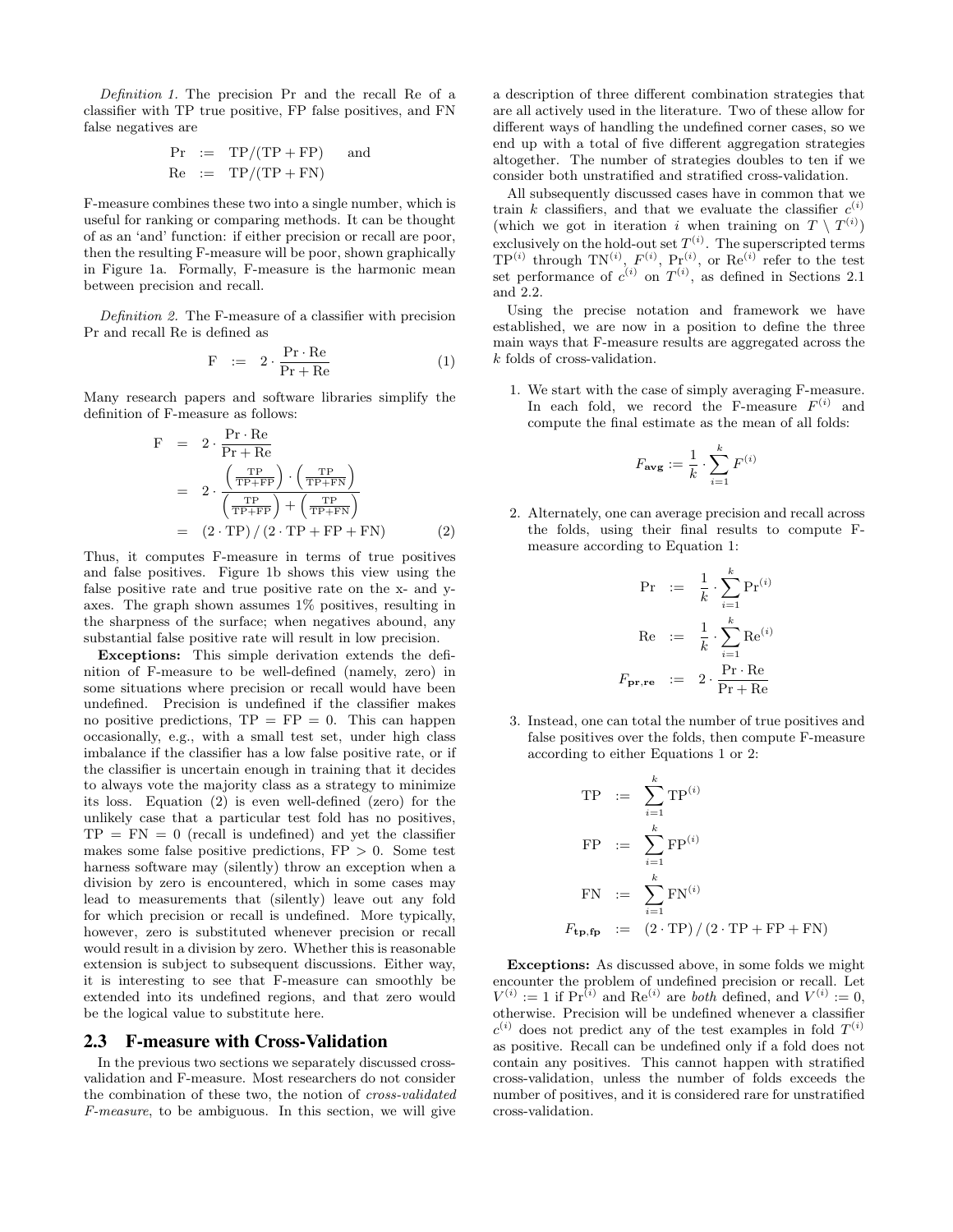*Definition 1.* The precision Pr and the recall Re of a classifier with TP true positive, FP false positives, and FN false negatives are

$$\begin{aligned} \text{Pr} &:= \text{TP}/(\text{TP}+\text{FP}) \quad \text{and} \\ \text{Re} &:= \text{TP}/(\text{TP}+\text{FN}) \end{aligned}$$

F-measure combines these two into a single number, which is useful for ranking or comparing methods. It can be thought of as an 'and' function: if either precision or recall are poor, then the resulting F-measure will be poor, shown graphically in Figure 1a. Formally, F-measure is the harmonic mean between precision and recall.

*Definition 2.* The F-measure of a classifier with precision Pr and recall Re is defined as

$$\text{F} \;:=\; 2 \cdot \frac{\text{Pr} \cdot \text{Re}}{\text{Pr} + \text{Re}} \tag{1}$$

Many research papers and software libraries simplify the definition of F-measure as follows:

$$\begin{aligned} \text{F} &= 2 \cdot \frac{\text{Pr} \cdot \text{Re}}{\text{Pr} + \text{Re}} \\ &= 2 \cdot \frac{\left(\frac{\text{TP}}{\text{TP}+\text{FP}}\right) \cdot \left(\frac{\text{TP}}{\text{TP}+\text{FN}}\right)}{\left(\frac{\text{TP}}{\text{TP}+\text{FP}}\right) + \left(\frac{\text{TP}}{\text{TP}+\text{FN}}\right)} \\ &= (2 \cdot \text{TP}) \,/\, (2 \cdot \text{TP} + \text{FP} + \text{FN}) \end{aligned} \tag{2}$$

Thus, it computes F-measure in terms of true positives and false positives. Figure 1b shows this view using the false positive rate and true positive rate on the x- and y-axes. The graph shown assumes 1% positives, resulting in the sharpness of the surface; when negatives abound, any substantial false positive rate will result in low precision.

**Exceptions:** This simple derivation extends the definition of F-measure to be well-defined (namely, zero) in some situations where precision or recall would have been undefined. Precision is undefined if the classifier makes no positive predictions, $\text{TP} = \text{FP} = 0$. This can happen occasionally, e.g., with a small test set, under high class imbalance if the classifier has a low false positive rate, or if the classifier is uncertain enough in training that it decides to always vote the majority class as a strategy to minimize its loss. Equation (2) is even well-defined (zero) for the unlikely case that a particular test fold has no positives, $\text{TP} = \text{FN} = 0$ (recall is undefined) and yet the classifier makes some false positive predictions, $\text{FP} > 0$. Some test harness software may (silently) throw an exception when a division by zero is encountered, which in some cases may lead to measurements that (silently) leave out any fold for which precision or recall is undefined. More typically, however, zero is substituted whenever precision or recall would result in a division by zero. Whether this is reasonable extension is subject to subsequent discussions. Either way, it is interesting to see that F-measure can smoothly be extended into its undefined regions, and that zero would be the logical value to substitute here.

## 2.3 F-measure with Cross-Validation

In the previous two sections we separately discussed cross-validation and F-measure. Most researchers do not consider the combination of these two, the notion of *cross-validated F-measure*, to be ambiguous. In this section, we will give a description of three different combination strategies that are all actively used in the literature. Two of these allow for different ways of handling the undefined corner cases, so we end up with a total of five different aggregation strategies altogether. The number of strategies doubles to ten if we consider both unstratified and stratified cross-validation.

All subsequently discussed cases have in common that we train $k$ classifiers, and that we evaluate the classifier $c^{(i)}$ (which we got in iteration $i$ when training on $T \setminus T^{(i)}$) exclusively on the hold-out set $T^{(i)}$. The superscripted terms $\text{TP}^{(i)}$ through $\text{TN}^{(i)}$, $F^{(i)}$, $\text{Pr}^{(i)}$, or $\text{Re}^{(i)}$ refer to the test set performance of $c^{(i)}$ on $T^{(i)}$, as defined in Sections 2.1 and 2.2.

Using the precise notation and framework we have established, we are now in a position to define the three main ways that F-measure results are aggregated across the $k$ folds of cross-validation.

1. We start with the case of simply averaging F-measure. In each fold, we record the F-measure $F^{(i)}$ and compute the final estimate as the mean of all folds:

$$F_{\mathbf{avg}} := \frac{1}{k} \cdot \sum_{i=1}^{k} F^{(i)}$$

2. Alternately, one can average precision and recall across the folds, using their final results to compute F-measure according to Equation 1:

$$\begin{aligned} \text{Pr} &:= \frac{1}{k} \cdot \sum_{i=1}^{k} \text{Pr}^{(i)} \\ \text{Re} &:= \frac{1}{k} \cdot \sum_{i=1}^{k} \text{Re}^{(i)} \\ F_{\mathbf{pr,re}} &:= 2 \cdot \frac{\text{Pr} \cdot \text{Re}}{\text{Pr} + \text{Re}} \end{aligned}$$

3. Instead, one can total the number of true positives and false positives over the folds, then compute F-measure according to either Equations 1 or 2:

$$\begin{aligned} \text{TP} &:= \sum_{i=1}^{k} \text{TP}^{(i)} \\ \text{FP} &:= \sum_{i=1}^{k} \text{FP}^{(i)} \\ \text{FN} &:= \sum_{i=1}^{k} \text{FN}^{(i)} \\ F_{\mathbf{tp,fp}} &:= (2 \cdot \text{TP}) \,/\, (2 \cdot \text{TP} + \text{FP} + \text{FN}) \end{aligned}$$

**Exceptions:** As discussed above, in some folds we might encounter the problem of undefined precision or recall. Let $V^{(i)} := 1$ if $\text{Pr}^{(i)}$ and $\text{Re}^{(i)}$ are *both* defined, and $V^{(i)} := 0$, otherwise. Precision will be undefined whenever a classifier $c^{(i)}$ does not predict any of the test examples in fold $T^{(i)}$ as positive. Recall can be undefined only if a fold does not contain any positives. This cannot happen with stratified cross-validation, unless the number of folds exceeds the number of positives, and it is considered rare for unstratified cross-validation.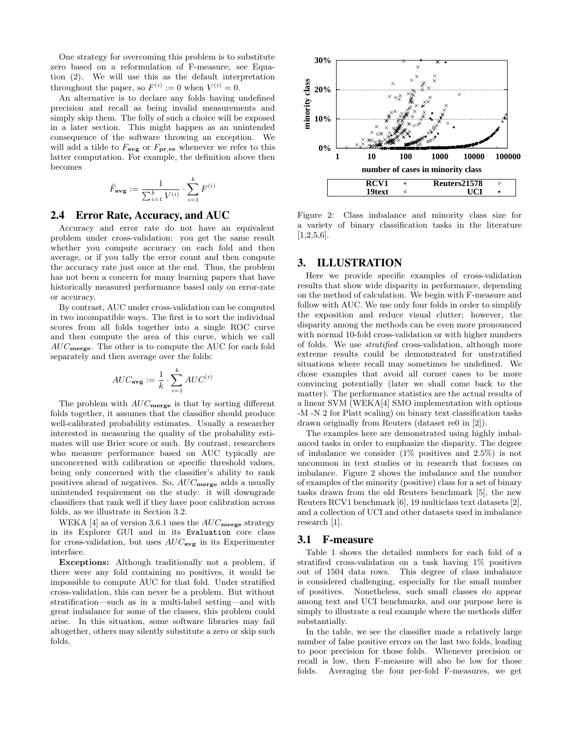One strategy for overcoming this problem is to substitute zero based on a reformulation of F-measure; see Equation (2). We will use this as the default interpretation throughout the paper, so $F^{(i)} := 0$ when $V^{(i)} = 0$.

An alternative is to declare any folds having undefined precision and recall as being invalid measurements and simply skip them. The folly of such a choice will be exposed in a later section. This might happen as an unintended consequence of the software throwing an exception. We will add a tilde to $F_{\mathbf{avg}}$ or $F_{\mathbf{pr,re}}$ whenever we refer to this latter computation. For example, the definition above then becomes

$$\tilde{F}_{\mathbf{avg}} := \frac{1}{\sum_{i=1}^{k} V^{(i)}} \cdot \sum_{i=1}^{k} F^{(i)}$$

## 2.4 Error Rate, Accuracy, and AUC

Accuracy and error rate do not have an equivalent problem under cross-validation: you get the same result whether you compute accuracy on each fold and then average, or if you tally the error count and then compute the accuracy rate just once at the end. Thus, the problem has not been a concern for many learning papers that have historically measured performance based only on error-rate or accuracy.

By contrast, AUC under cross-validation can be computed in two incompatible ways. The first is to sort the individual scores from all folds together into a single ROC curve and then compute the area of this curve, which we call $AUC_{\mathbf{merge}}$. The other is to compute the AUC for each fold separately and then average over the folds:

$$AUC_{\mathbf{avg}} := \frac{1}{k} \cdot \sum_{i=1}^{k} AUC^{(i)}$$

The problem with $AUC_{\mathbf{merge}}$ is that by sorting different folds together, it assumes that the classifier should produce well-calibrated probability estimates. Usually a researcher interested in measuring the quality of the probability estimates will use Brier score or such. By contrast, researchers who measure performance based on AUC typically are unconcerned with calibration or specific threshold values, being only concerned with the classifier's ability to rank positives ahead of negatives. So, $AUC_{\mathbf{merge}}$ adds a usually unintended requirement on the study: it will downgrade classifiers that rank well if they have poor calibration across folds, as we illustrate in Section 3.2.

WEKA [4] as of version 3.6.1 uses the $AUC_{\mathbf{merge}}$ strategy in its Explorer GUI and in its `Evaluation` core class for cross-validation, but uses $AUC_{\mathbf{avg}}$ in its Experimenter interface.

**Exceptions:** Although traditionally not a problem, if there were any fold containing no positives, it would be impossible to compute AUC for that fold. Under stratified cross-validation, this can never be a problem. But without stratification—such as in a multi-label setting—and with great imbalance for some of the classes, this problem could arise. In this situation, some software libraries may fail altogether, others may silently substitute a zero or skip such folds.

Figure 2: Class imbalance and minority class size for a variety of binary classification tasks in the literature [1,2,5,6].

# 3. ILLUSTRATION

Here we provide specific examples of cross-validation results that show wide disparity in performance, depending on the method of calculation. We begin with F-measure and follow with AUC. We use only four folds in order to simplify the exposition and reduce visual clutter; however, the disparity among the methods can be even more pronounced with normal 10-fold cross-validation or with higher numbers of folds. We use *stratified* cross-validation, although more extreme results could be demonstrated for unstratified situations where recall may sometimes be undefined. We chose examples that avoid all corner cases to be more convincing potentially (later we shall come back to the matter). The performance statistics are the actual results of a linear SVM (WEKA[4] SMO implementation with options -M -N 2 for Platt scaling) on binary text classification tasks drawn originally from Reuters (dataset re0 in [2]).

The examples here are demonstrated using highly imbalanced tasks in order to emphasize the disparity. The degree of imbalance we consider (1% positives and 2.5%) is not uncommon in text studies or in research that focuses on imbalance. Figure 2 shows the imbalance and the number of examples of the minority (positive) class for a set of binary tasks drawn from the old Reuters benchmark [5], the new Reuters RCV1 benchmark [6], 19 multiclass text datasets [2], and a collection of UCI and other datasets used in imbalance research [1].

## 3.1 F-measure

Table 1 shows the detailed numbers for each fold of a stratified cross-validation on a task having 1% positives out of 1504 data rows. This degree of class imbalance is considered challenging, especially for the small number of positives. Nonetheless, such small classes do appear among text and UCI benchmarks, and our purpose here is simply to illustrate a real example where the methods differ substantially.

In the table, we see the classifier made a relatively large number of false positive errors on the last two folds, leading to poor precision for those folds. Whenever precision or recall is low, then F-measure will also be low for those folds. Averaging the four per-fold F-measures, we get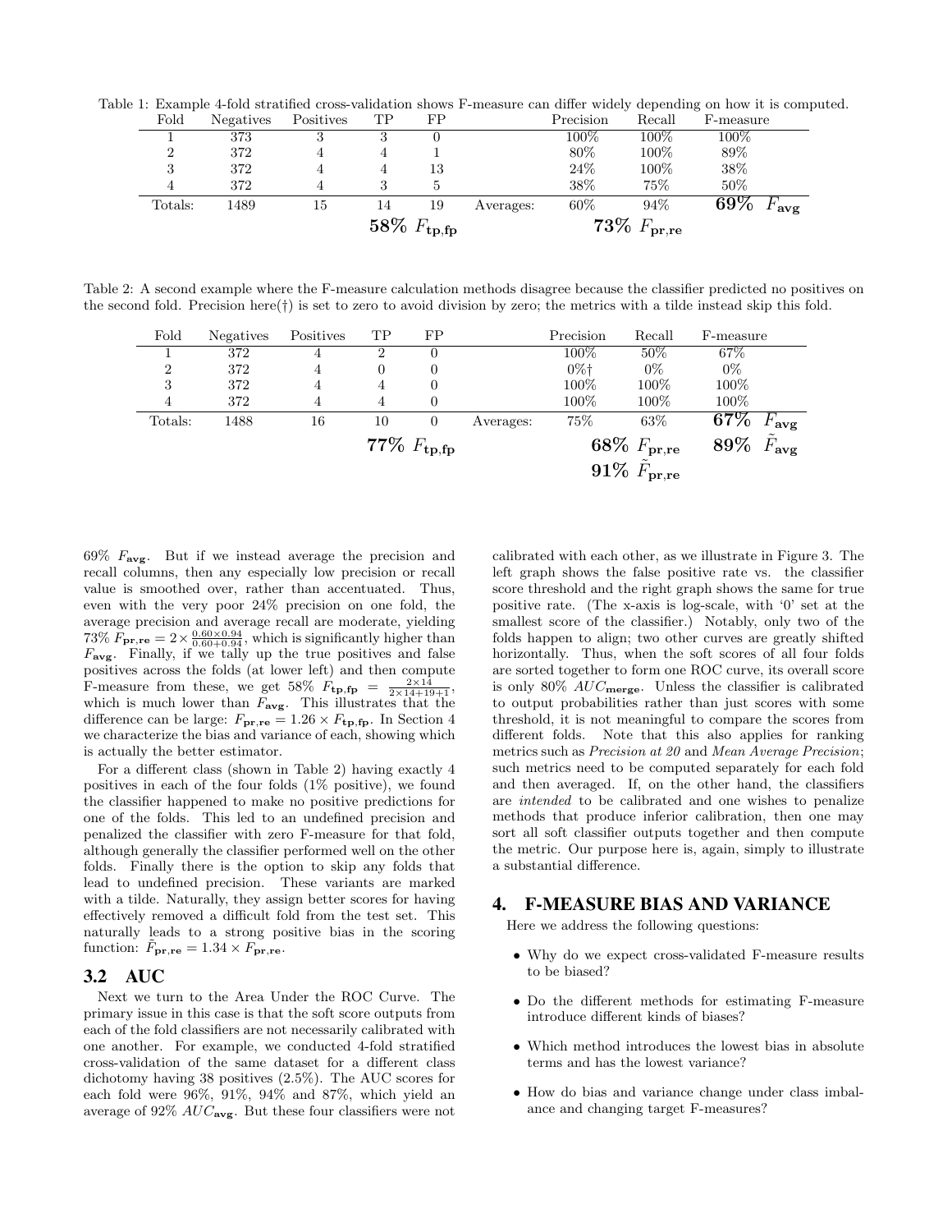Table 1: Example 4-fold stratified cross-validation shows F-measure can differ widely depending on how it is computed.

| Fold | Negatives | Positives | TP | FP | | Precision | Recall | F-measure |
|---|---|---|---|---|---|---|---|---|
| 1 | 373 | 3 | 3 | 0 | | 100% | 100% | 100% |
| 2 | 372 | 4 | 4 | 1 | | 80% | 100% | 89% |
| 3 | 372 | 4 | 4 | 13 | | 24% | 100% | 38% |
| 4 | 372 | 4 | 3 | 5 | | 38% | 75% | 50% |
| Totals: | 1489 | 15 | 14 | 19 | Averages: | 60% | 94% | **69%** $F_{\mathbf{avg}}$ |
| | | | **58%** $F_{\mathbf{tp,fp}}$ | | | **73%** $F_{\mathbf{pr,re}}$ | | |

Table 2: A second example where the F-measure calculation methods disagree because the classifier predicted no positives on the second fold. Precision here(†) is set to zero to avoid division by zero; the metrics with a tilde instead skip this fold.

| Fold | Negatives | Positives | TP | FP | | Precision | Recall | F-measure |
|---|---|---|---|---|---|---|---|---|
| 1 | 372 | 4 | 2 | 0 | | 100% | 50% | 67% |
| 2 | 372 | 4 | 0 | 0 | | 0%† | 0% | 0% |
| 3 | 372 | 4 | 4 | 0 | | 100% | 100% | 100% |
| 4 | 372 | 4 | 4 | 0 | | 100% | 100% | 100% |
| Totals: | 1488 | 16 | 10 | 0 | Averages: | 75% | 63% | **67%** $F_{\mathbf{avg}}$ |
| | | | **77%** $F_{\mathbf{tp,fp}}$ | | | **68%** $F_{\mathbf{pr,re}}$ | | **89%** $\tilde{F}_{\mathbf{avg}}$ |
| | | | | | | **91%** $\tilde{F}_{\mathbf{pr,re}}$ | | |

69% $F_{\mathbf{avg}}$. But if we instead average the precision and recall columns, then any especially low precision or recall value is smoothed over, rather than accentuated. Thus, even with the very poor 24% precision on one fold, the average precision and average recall are moderate, yielding 73% $F_{\mathbf{pr,re}} = 2 \times \frac{0.60 \times 0.94}{0.60+0.94}$, which is significantly higher than $F_{\mathbf{avg}}$. Finally, if we tally up the true positives and false positives across the folds (at lower left) and then compute F-measure from these, we get 58% $F_{\mathbf{tp,fp}} = \frac{2\times 14}{2\times 14+19+1}$, which is much lower than $F_{\mathbf{avg}}$. This illustrates that the difference can be large: $F_{\mathbf{pr,re}} = 1.26 \times F_{\mathbf{tp,fp}}$. In Section 4 we characterize the bias and variance of each, showing which is actually the better estimator.

For a different class (shown in Table 2) having exactly 4 positives in each of the four folds (1% positive), we found the classifier happened to make no positive predictions for one of the folds. This led to an undefined precision and penalized the classifier with zero F-measure for that fold, although generally the classifier performed well on the other folds. Finally there is the option to skip any folds that lead to undefined precision. These variants are marked with a tilde. Naturally, they assign better scores for having effectively removed a difficult fold from the test set. This naturally leads to a strong positive bias in the scoring function: $\tilde{F}_{\mathbf{pr,re}} = 1.34 \times F_{\mathbf{pr,re}}$.

### 3.2 AUC

Next we turn to the Area Under the ROC Curve. The primary issue in this case is that the soft score outputs from each of the fold classifiers are not necessarily calibrated with one another. For example, we conducted 4-fold stratified cross-validation of the same dataset for a different class dichotomy having 38 positives (2.5%). The AUC scores for each fold were 96%, 91%, 94% and 87%, which yield an average of 92% $AUC_{\mathbf{avg}}$. But these four classifiers were not calibrated with each other, as we illustrate in Figure 3. The left graph shows the false positive rate vs. the classifier score threshold and the right graph shows the same for true positive rate. (The x-axis is log-scale, with '0' set at the smallest score of the classifier.) Notably, only two of the folds happen to align; two other curves are greatly shifted horizontally. Thus, when the soft scores of all four folds are sorted together to form one ROC curve, its overall score is only 80% $AUC_{\mathbf{merge}}$. Unless the classifier is calibrated to output probabilities rather than just scores with some threshold, it is not meaningful to compare the scores from different folds. Note that this also applies for ranking metrics such as *Precision at 20* and *Mean Average Precision*; such metrics need to be computed separately for each fold and then averaged. If, on the other hand, the classifiers are *intended* to be calibrated and one wishes to penalize methods that produce inferior calibration, then one may sort all soft classifier outputs together and then compute the metric. Our purpose here is, again, simply to illustrate a substantial difference.

## 4. F-MEASURE BIAS AND VARIANCE

Here we address the following questions:

- Why do we expect cross-validated F-measure results to be biased?
- Do the different methods for estimating F-measure introduce different kinds of biases?
- Which method introduces the lowest bias in absolute terms and has the lowest variance?
- How do bias and variance change under class imbalance and changing target F-measures?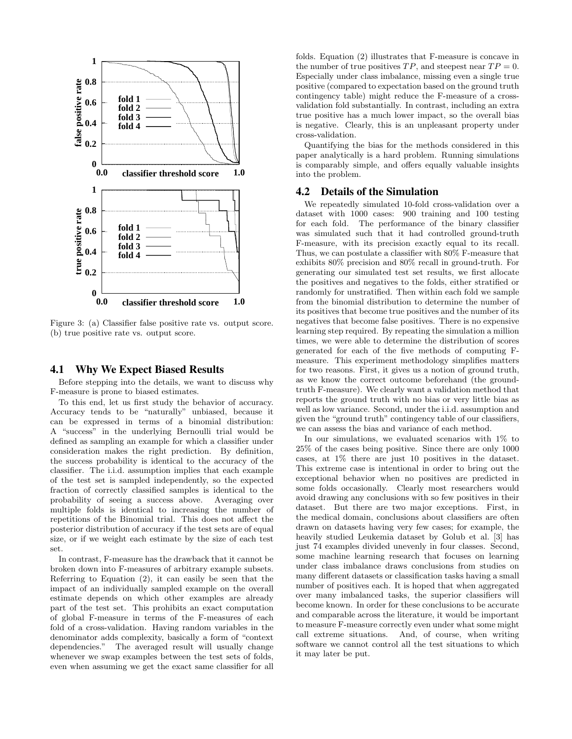Figure 3: (a) Classifier false positive rate vs. output score. (b) true positive rate vs. output score.

## 4.1 Why We Expect Biased Results

Before stepping into the details, we want to discuss why F-measure is prone to biased estimates.

To this end, let us first study the behavior of accuracy. Accuracy tends to be "naturally" unbiased, because it can be expressed in terms of a binomial distribution: A "success" in the underlying Bernoulli trial would be defined as sampling an example for which a classifier under consideration makes the right prediction. By definition, the success probability is identical to the accuracy of the classifier. The i.i.d. assumption implies that each example of the test set is sampled independently, so the expected fraction of correctly classified samples is identical to the probability of seeing a success above. Averaging over multiple folds is identical to increasing the number of repetitions of the Binomial trial. This does not affect the posterior distribution of accuracy if the test sets are of equal size, or if we weight each estimate by the size of each test set.

In contrast, F-measure has the drawback that it cannot be broken down into F-measures of arbitrary example subsets. Referring to Equation (2), it can easily be seen that the impact of an individually sampled example on the overall estimate depends on which other examples are already part of the test set. This prohibits an exact computation of global F-measure in terms of the F-measures of each fold of a cross-validation. Having random variables in the denominator adds complexity, basically a form of "context dependencies." The averaged result will usually change whenever we swap examples between the test sets of folds, even when assuming we get the exact same classifier for all folds. Equation (2) illustrates that F-measure is concave in the number of true positives $TP$, and steepest near $TP = 0$. Especially under class imbalance, missing even a single true positive (compared to expectation based on the ground truth contingency table) might reduce the F-measure of a cross-validation fold substantially. In contrast, including an extra true positive has a much lower impact, so the overall bias is negative. Clearly, this is an unpleasant property under cross-validation.

Quantifying the bias for the methods considered in this paper analytically is a hard problem. Running simulations is comparably simple, and offers equally valuable insights into the problem.

## 4.2 Details of the Simulation

We repeatedly simulated 10-fold cross-validation over a dataset with 1000 cases: 900 training and 100 testing for each fold. The performance of the binary classifier was simulated such that it had controlled ground-truth F-measure, with its precision exactly equal to its recall. Thus, we can postulate a classifier with 80% F-measure that exhibits 80% precision and 80% recall in ground-truth. For generating our simulated test set results, we first allocate the positives and negatives to the folds, either stratified or randomly for unstratified. Then within each fold we sample from the binomial distribution to determine the number of its positives that become true positives and the number of its negatives that become false positives. There is no expensive learning step required. By repeating the simulation a million times, we were able to determine the distribution of scores generated for each of the five methods of computing F-measure. This experiment methodology simplifies matters for two reasons. First, it gives us a notion of ground truth, as we know the correct outcome beforehand (the ground-truth F-measure). We clearly want a validation method that reports the ground truth with no bias or very little bias as well as low variance. Second, under the i.i.d. assumption and given the "ground truth" contingency table of our classifiers, we can assess the bias and variance of each method.

In our simulations, we evaluated scenarios with 1% to 25% of the cases being positive. Since there are only 1000 cases, at 1% there are just 10 positives in the dataset. This extreme case is intentional in order to bring out the exceptional behavior when no positives are predicted in some folds occasionally. Clearly most researchers would avoid drawing any conclusions with so few positives in their dataset. But there are two major exceptions. First, in the medical domain, conclusions about classifiers are often drawn on datasets having very few cases; for example, the heavily studied Leukemia dataset by Golub et al. [3] has just 74 examples divided unevenly in four classes. Second, some machine learning research that focuses on learning under class imbalance draws conclusions from studies on many different datasets or classification tasks having a small number of positives each. It is hoped that when aggregated over many imbalanced tasks, the superior classifiers will become known. In order for these conclusions to be accurate and comparable across the literature, it would be important to measure F-measure correctly even under what some might call extreme situations. And, of course, when writing software we cannot control all the test situations to which it may later be put.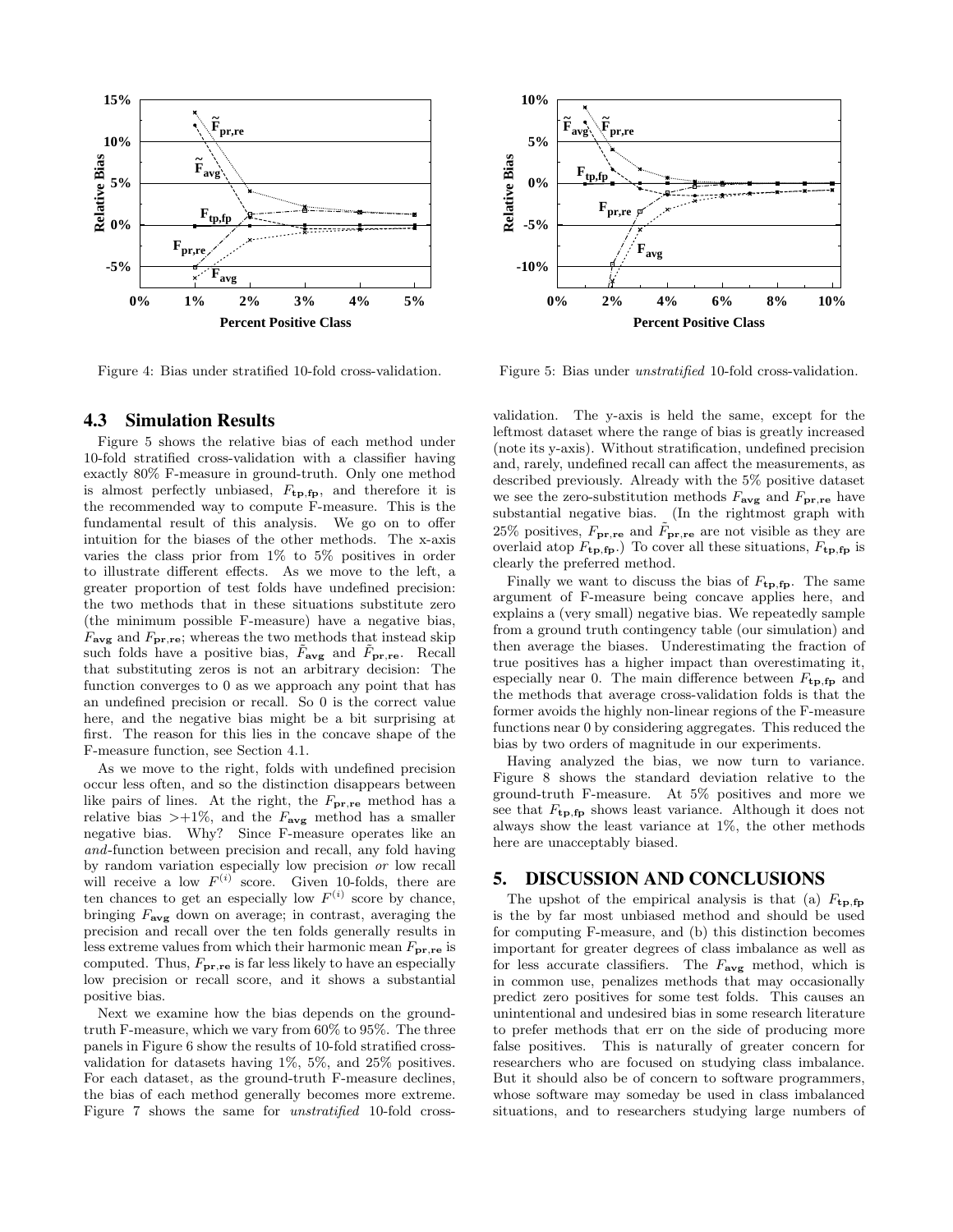Figure 4: Bias under stratified 10-fold cross-validation.

Figure 5: Bias under *unstratified* 10-fold cross-validation.

### 4.3 Simulation Results

Figure 5 shows the relative bias of each method under 10-fold stratified cross-validation with a classifier having exactly 80% F-measure in ground-truth. Only one method is almost perfectly unbiased, $F_{\mathbf{tp,fp}}$, and therefore it is the recommended way to compute F-measure. This is the fundamental result of this analysis. We go on to offer intuition for the biases of the other methods. The x-axis varies the class prior from 1% to 5% positives in order to illustrate different effects. As we move to the left, a greater proportion of test folds have undefined precision: the two methods that in these situations substitute zero (the minimum possible F-measure) have a negative bias, $F_{\mathbf{avg}}$ and $F_{\mathbf{pr,re}}$; whereas the two methods that instead skip such folds have a positive bias, $\tilde{F}_{\mathbf{avg}}$ and $\tilde{F}_{\mathbf{pr,re}}$. Recall that substituting zeros is not an arbitrary decision: The function converges to 0 as we approach any point that has an undefined precision or recall. So 0 is the correct value here, and the negative bias might be a bit surprising at first. The reason for this lies in the concave shape of the F-measure function, see Section 4.1.

As we move to the right, folds with undefined precision occur less often, and so the distinction disappears between like pairs of lines. At the right, the $F_{\mathbf{pr,re}}$ method has a relative bias $>+1\%$, and the $F_{\mathbf{avg}}$ method has a smaller negative bias. Why? Since F-measure operates like an *and*-function between precision and recall, any fold having by random variation especially low precision *or* low recall will receive a low $F^{(i)}$ score. Given 10-folds, there are ten chances to get an especially low $F^{(i)}$ score by chance, bringing $F_{\mathbf{avg}}$ down on average; in contrast, averaging the precision and recall over the ten folds generally results in less extreme values from which their harmonic mean $F_{\mathbf{pr,re}}$ is computed. Thus, $F_{\mathbf{pr,re}}$ is far less likely to have an especially low precision or recall score, and it shows a substantial positive bias.

Next we examine how the bias depends on the ground-truth F-measure, which we vary from 60% to 95%. The three panels in Figure 6 show the results of 10-fold stratified cross-validation for datasets having 1%, 5%, and 25% positives. For each dataset, as the ground-truth F-measure declines, the bias of each method generally becomes more extreme. Figure 7 shows the same for *unstratified* 10-fold cross-validation. The y-axis is held the same, except for the leftmost dataset where the range of bias is greatly increased (note its y-axis). Without stratification, undefined precision and, rarely, undefined recall can affect the measurements, as described previously. Already with the 5% positive dataset we see the zero-substitution methods $F_{\mathbf{avg}}$ and $F_{\mathbf{pr,re}}$ have substantial negative bias. (In the rightmost graph with 25% positives, $F_{\mathbf{pr,re}}$ and $\tilde{F}_{\mathbf{pr,re}}$ are not visible as they are overlaid atop $F_{\mathbf{tp,fp}}$.) To cover all these situations, $F_{\mathbf{tp,fp}}$ is clearly the preferred method.

Finally we want to discuss the bias of $F_{\mathbf{tp,fp}}$. The same argument of F-measure being concave applies here, and explains a (very small) negative bias. We repeatedly sample from a ground truth contingency table (our simulation) and then average the biases. Underestimating the fraction of true positives has a higher impact than overestimating it, especially near 0. The main difference between $F_{\mathbf{tp,fp}}$ and the methods that average cross-validation folds is that the former avoids the highly non-linear regions of the F-measure functions near 0 by considering aggregates. This reduced the bias by two orders of magnitude in our experiments.

Having analyzed the bias, we now turn to variance. Figure 8 shows the standard deviation relative to the ground-truth F-measure. At 5% positives and more we see that $F_{\mathbf{tp,fp}}$ shows least variance. Although it does not always show the least variance at 1%, the other methods here are unacceptably biased.

## 5. DISCUSSION AND CONCLUSIONS

The upshot of the empirical analysis is that (a) $F_{\mathbf{tp,fp}}$ is the by far most unbiased method and should be used for computing F-measure, and (b) this distinction becomes important for greater degrees of class imbalance as well as for less accurate classifiers. The $F_{\mathbf{avg}}$ method, which is in common use, penalizes methods that may occasionally predict zero positives for some test folds. This causes an unintentional and undesired bias in some research literature to prefer methods that err on the side of producing more false positives. This is naturally of greater concern for researchers who are focused on studying class imbalance. But it should also be of concern to software programmers, whose software may someday be used in class imbalanced situations, and to researchers studying large numbers of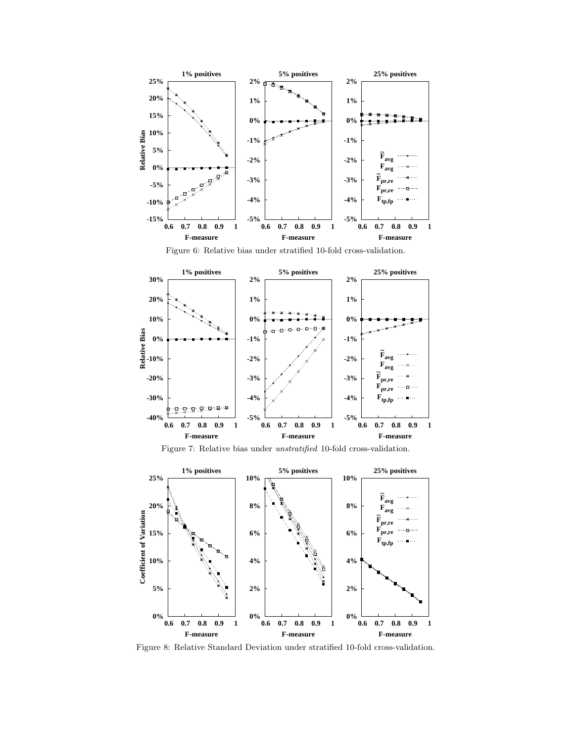Figure 6: Relative bias under stratified 10-fold cross-validation.

Figure 7: Relative bias under *unstratified* 10-fold cross-validation.

Figure 8: Relative Standard Deviation under stratified 10-fold cross-validation.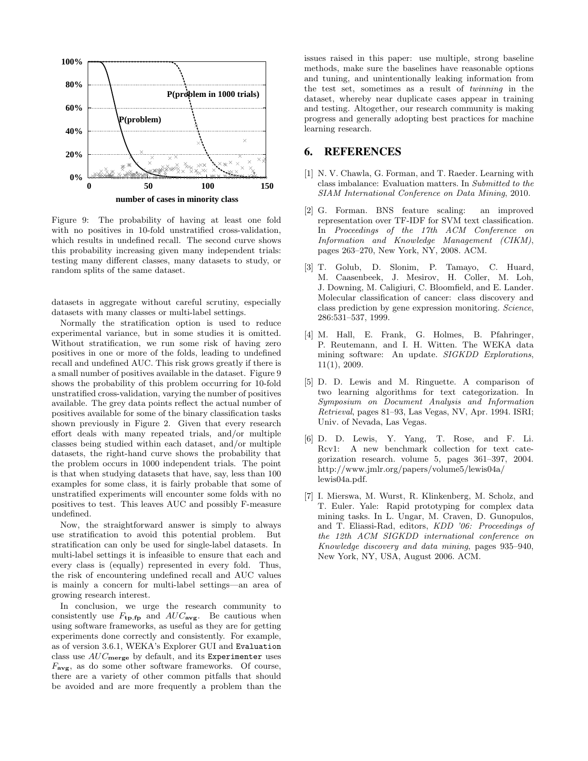100%

80%

60%

40%

20%

0%

0

50

100

150

P(problem in 1000 trials)

P(problem)

number of cases in minority class

Figure 9: The probability of having at least one fold with no positives in 10-fold unstratified cross-validation, which results in undefined recall. The second curve shows this probability increasing given many independent trials: testing many different classes, many datasets to study, or random splits of the same dataset.

datasets in aggregate without careful scrutiny, especially datasets with many classes or multi-label settings.

Normally the stratification option is used to reduce experimental variance, but in some studies it is omitted. Without stratification, we run some risk of having zero positives in one or more of the folds, leading to undefined recall and undefined AUC. This risk grows greatly if there is a small number of positives available in the dataset. Figure 9 shows the probability of this problem occurring for 10-fold unstratified cross-validation, varying the number of positives available. The grey data points reflect the actual number of positives available for some of the binary classification tasks shown previously in Figure 2. Given that every research effort deals with many repeated trials, and/or multiple classes being studied within each dataset, and/or multiple datasets, the right-hand curve shows the probability that the problem occurs in 1000 independent trials. The point is that when studying datasets that have, say, less than 100 examples for some class, it is fairly probable that some of unstratified experiments will encounter some folds with no positives to test. This leaves AUC and possibly F-measure undefined.

Now, the straightforward answer is simply to always use stratification to avoid this potential problem. But stratification can only be used for single-label datasets. In multi-label settings it is infeasible to ensure that each and every class is (equally) represented in every fold. Thus, the risk of encountering undefined recall and AUC values is mainly a concern for multi-label settings—an area of growing research interest.

In conclusion, we urge the research community to consistently use $F_{\mathbf{tp,fp}}$ and $AUC_{\mathbf{avg}}$. Be cautious when using software frameworks, as useful as they are for getting experiments done correctly and consistently. For example, as of version 3.6.1, WEKA's Explorer GUI and `Evaluation` class use $AUC_{\mathbf{merge}}$ by default, and its `Experimenter` uses $F_{\mathbf{avg}}$, as do some other software frameworks. Of course, there are a variety of other common pitfalls that should be avoided and are more frequently a problem than the issues raised in this paper: use multiple, strong baseline methods, make sure the baselines have reasonable options and tuning, and unintentionally leaking information from the test set, sometimes as a result of *twinning* in the dataset, whereby near duplicate cases appear in training and testing. Altogether, our research community is making progress and generally adopting best practices for machine learning research.

## 6. REFERENCES

[1] N. V. Chawla, G. Forman, and T. Raeder. Learning with class imbalance: Evaluation matters. In *Submitted to the SIAM International Conference on Data Mining*, 2010.

[2] G. Forman. BNS feature scaling: an improved representation over TF-IDF for SVM text classification. In *Proceedings of the 17th ACM Conference on Information and Knowledge Management (CIKM)*, pages 263–270, New York, NY, 2008. ACM.

[3] T. Golub, D. Slonim, P. Tamayo, C. Huard, M. Caasenbeek, J. Mesirov, H. Coller, M. Loh, J. Downing, M. Caligiuri, C. Bloomfield, and E. Lander. Molecular classification of cancer: class discovery and class prediction by gene expression monitoring. *Science*, 286:531–537, 1999.

[4] M. Hall, E. Frank, G. Holmes, B. Pfahringer, P. Reutemann, and I. H. Witten. The WEKA data mining software: An update. *SIGKDD Explorations*, 11(1), 2009.

[5] D. D. Lewis and M. Ringuette. A comparison of two learning algorithms for text categorization. In *Symposium on Document Analysis and Information Retrieval*, pages 81–93, Las Vegas, NV, Apr. 1994. ISRI; Univ. of Nevada, Las Vegas.

[6] D. D. Lewis, Y. Yang, T. Rose, and F. Li. Rcv1: A new benchmark collection for text categorization research. volume 5, pages 361–397, 2004. http://www.jmlr.org/papers/volume5/lewis04a/lewis04a.pdf.

[7] I. Mierswa, M. Wurst, R. Klinkenberg, M. Scholz, and T. Euler. Yale: Rapid prototyping for complex data mining tasks. In L. Ungar, M. Craven, D. Gunopulos, and T. Eliassi-Rad, editors, *KDD '06: Proceedings of the 12th ACM SIGKDD international conference on Knowledge discovery and data mining*, pages 935–940, New York, NY, USA, August 2006. ACM.